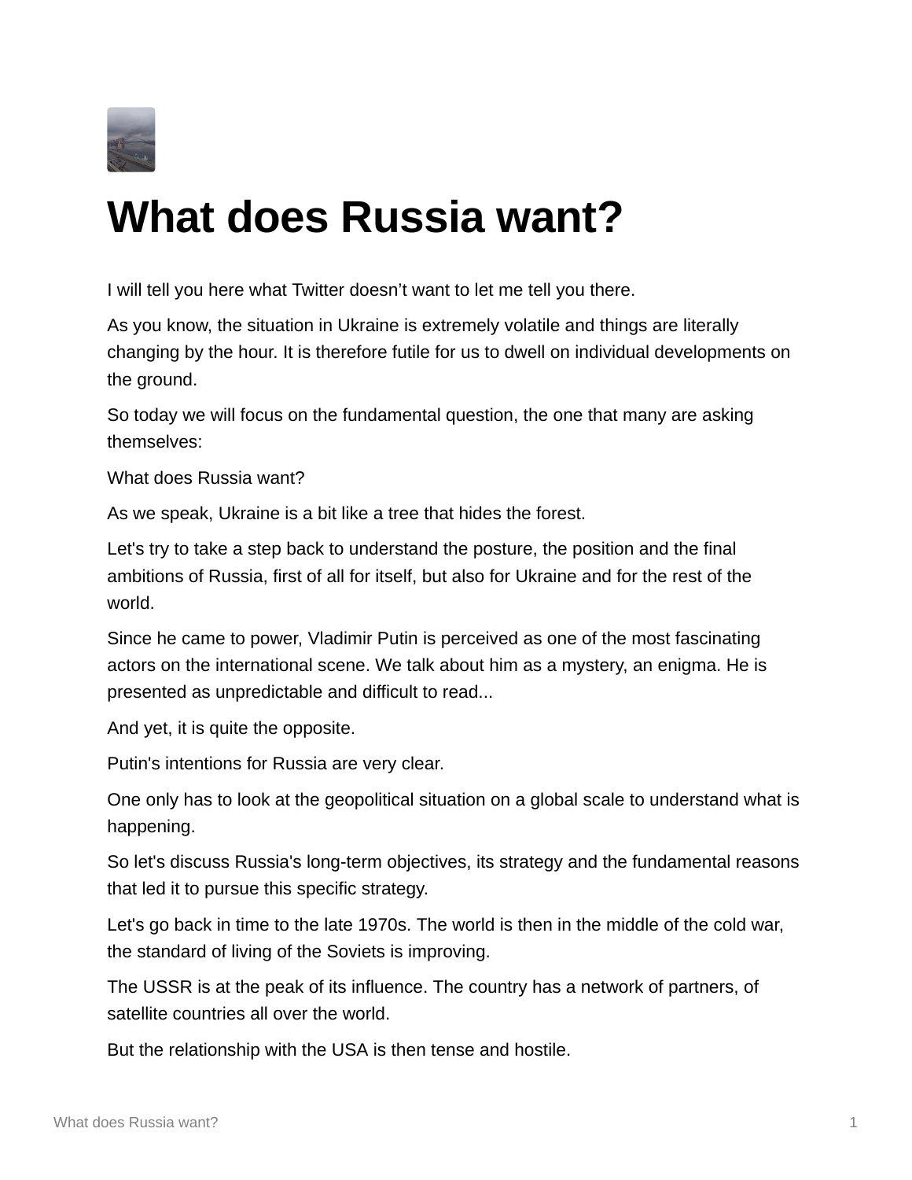# What does Russia want?

I will tell you here what Twitter doesn’t want to let me tell you there.

As you know, the situation in Ukraine is extremely volatile and things are literally changing by the hour. It is therefore futile for us to dwell on individual developments on the ground.

So today we will focus on the fundamental question, the one that many are asking themselves:

What does Russia want?

As we speak, Ukraine is a bit like a tree that hides the forest.

Let's try to take a step back to understand the posture, the position and the final ambitions of Russia, first of all for itself, but also for Ukraine and for the rest of the world.

Since he came to power, Vladimir Putin is perceived as one of the most fascinating actors on the international scene. We talk about him as a mystery, an enigma. He is presented as unpredictable and difficult to read...

And yet, it is quite the opposite.

Putin's intentions for Russia are very clear.

One only has to look at the geopolitical situation on a global scale to understand what is happening.

So let's discuss Russia's long-term objectives, its strategy and the fundamental reasons that led it to pursue this specific strategy.

Let's go back in time to the late 1970s. The world is then in the middle of the cold war, the standard of living of the Soviets is improving.

The USSR is at the peak of its influence. The country has a network of partners, of satellite countries all over the world.

But the relationship with the USA is then tense and hostile.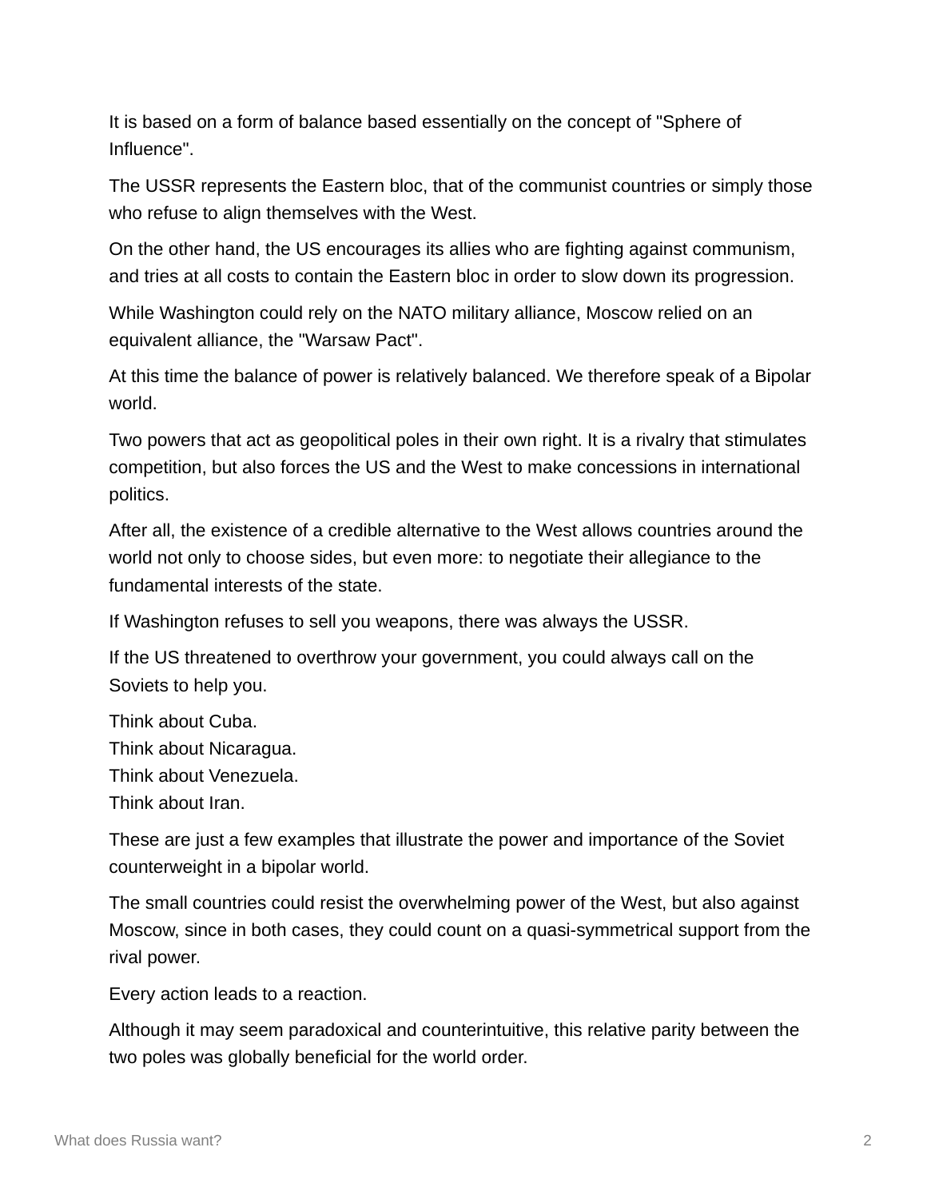It is based on a form of balance based essentially on the concept of "Sphere of Influence".

The USSR represents the Eastern bloc, that of the communist countries or simply those who refuse to align themselves with the West.

On the other hand, the US encourages its allies who are fighting against communism, and tries at all costs to contain the Eastern bloc in order to slow down its progression.

While Washington could rely on the NATO military alliance, Moscow relied on an equivalent alliance, the "Warsaw Pact".

At this time the balance of power is relatively balanced. We therefore speak of a Bipolar world.

Two powers that act as geopolitical poles in their own right. It is a rivalry that stimulates competition, but also forces the US and the West to make concessions in international politics.

After all, the existence of a credible alternative to the West allows countries around the world not only to choose sides, but even more: to negotiate their allegiance to the fundamental interests of the state.

If Washington refuses to sell you weapons, there was always the USSR.

If the US threatened to overthrow your government, you could always call on the Soviets to help you.

Think about Cuba.
Think about Nicaragua.
Think about Venezuela.
Think about Iran.

These are just a few examples that illustrate the power and importance of the Soviet counterweight in a bipolar world.

The small countries could resist the overwhelming power of the West, but also against Moscow, since in both cases, they could count on a quasi-symmetrical support from the rival power.

Every action leads to a reaction.

Although it may seem paradoxical and counterintuitive, this relative parity between the two poles was globally beneficial for the world order.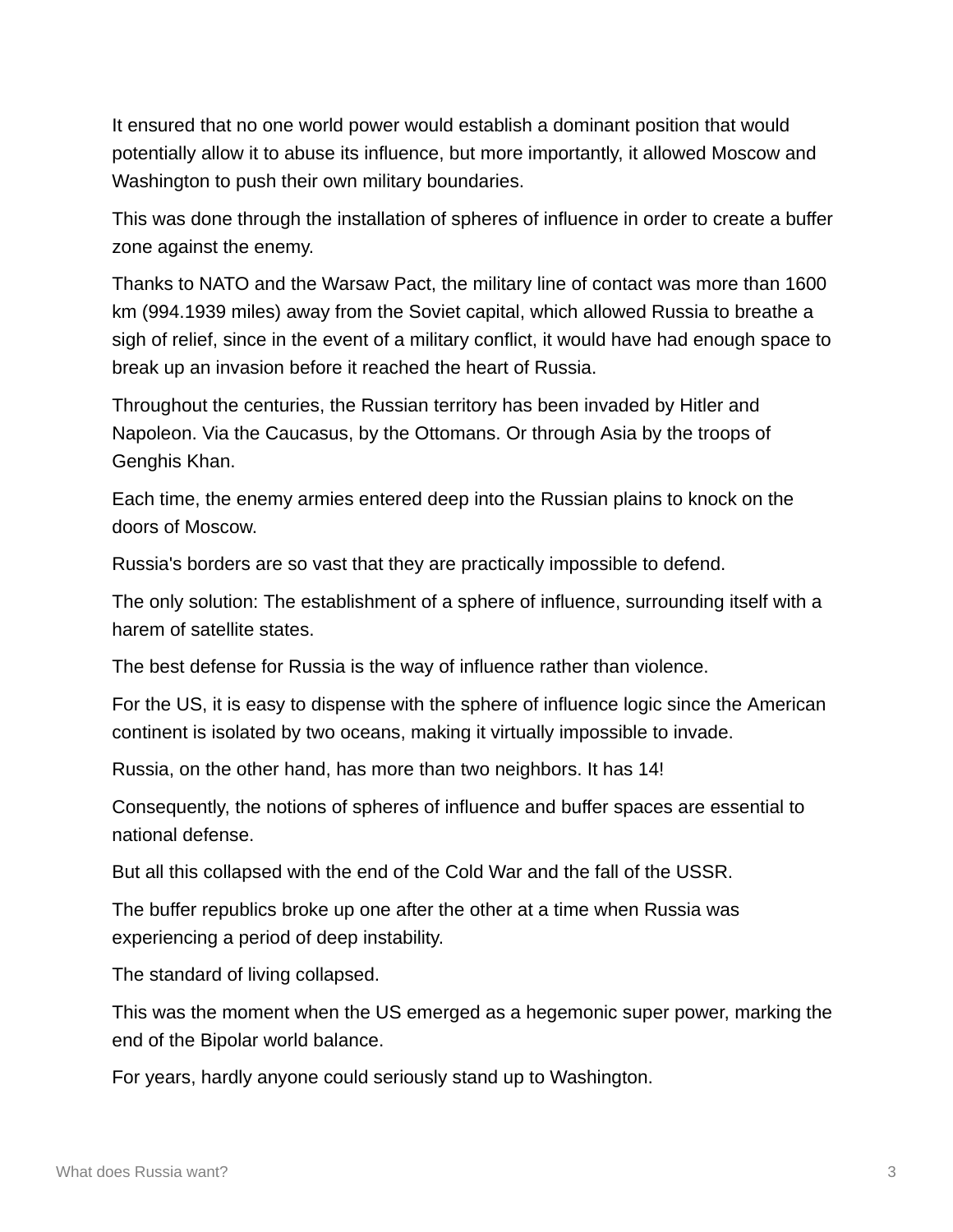It ensured that no one world power would establish a dominant position that would potentially allow it to abuse its influence, but more importantly, it allowed Moscow and Washington to push their own military boundaries.

This was done through the installation of spheres of influence in order to create a buffer zone against the enemy.

Thanks to NATO and the Warsaw Pact, the military line of contact was more than 1600 km (994.1939 miles) away from the Soviet capital, which allowed Russia to breathe a sigh of relief, since in the event of a military conflict, it would have had enough space to break up an invasion before it reached the heart of Russia.

Throughout the centuries, the Russian territory has been invaded by Hitler and Napoleon. Via the Caucasus, by the Ottomans. Or through Asia by the troops of Genghis Khan.

Each time, the enemy armies entered deep into the Russian plains to knock on the doors of Moscow.

Russia's borders are so vast that they are practically impossible to defend.

The only solution: The establishment of a sphere of influence, surrounding itself with a harem of satellite states.

The best defense for Russia is the way of influence rather than violence.

For the US, it is easy to dispense with the sphere of influence logic since the American continent is isolated by two oceans, making it virtually impossible to invade.

Russia, on the other hand, has more than two neighbors. It has 14!

Consequently, the notions of spheres of influence and buffer spaces are essential to national defense.

But all this collapsed with the end of the Cold War and the fall of the USSR.

The buffer republics broke up one after the other at a time when Russia was experiencing a period of deep instability.

The standard of living collapsed.

This was the moment when the US emerged as a hegemonic super power, marking the end of the Bipolar world balance.

For years, hardly anyone could seriously stand up to Washington.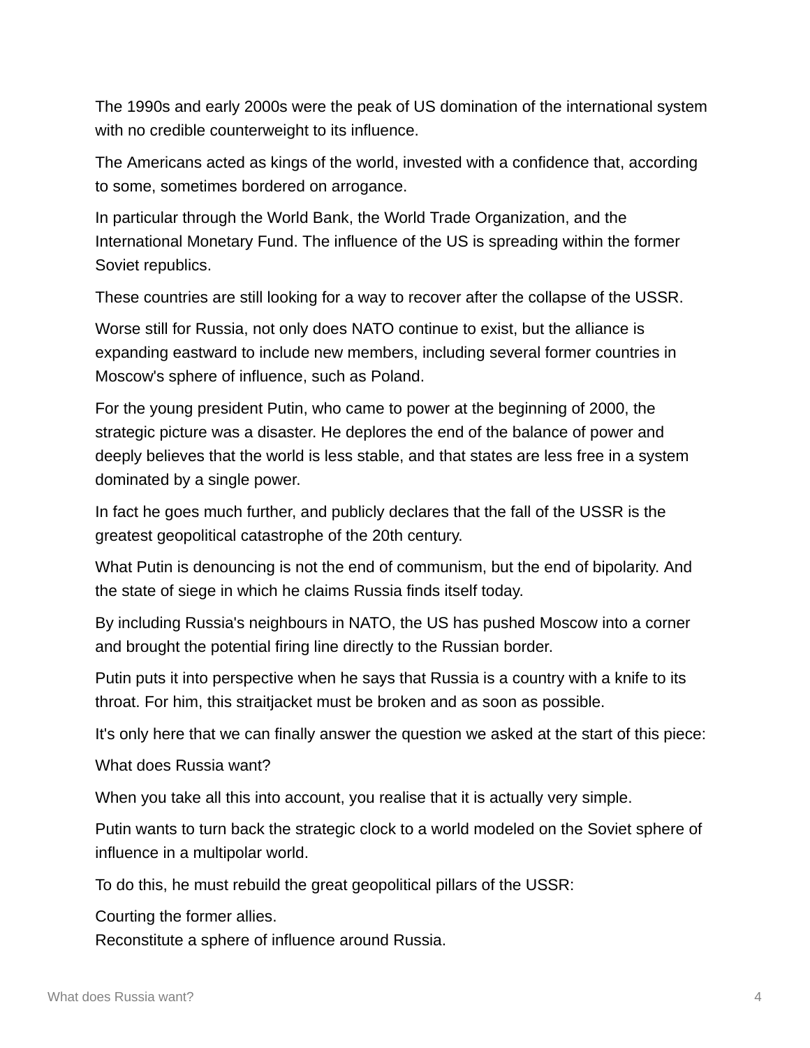The 1990s and early 2000s were the peak of US domination of the international system with no credible counterweight to its influence.

The Americans acted as kings of the world, invested with a confidence that, according to some, sometimes bordered on arrogance.

In particular through the World Bank, the World Trade Organization, and the International Monetary Fund. The influence of the US is spreading within the former Soviet republics.

These countries are still looking for a way to recover after the collapse of the USSR.

Worse still for Russia, not only does NATO continue to exist, but the alliance is expanding eastward to include new members, including several former countries in Moscow's sphere of influence, such as Poland.

For the young president Putin, who came to power at the beginning of 2000, the strategic picture was a disaster. He deplores the end of the balance of power and deeply believes that the world is less stable, and that states are less free in a system dominated by a single power.

In fact he goes much further, and publicly declares that the fall of the USSR is the greatest geopolitical catastrophe of the 20th century.

What Putin is denouncing is not the end of communism, but the end of bipolarity. And the state of siege in which he claims Russia finds itself today.

By including Russia's neighbours in NATO, the US has pushed Moscow into a corner and brought the potential firing line directly to the Russian border.

Putin puts it into perspective when he says that Russia is a country with a knife to its throat. For him, this straitjacket must be broken and as soon as possible.

It's only here that we can finally answer the question we asked at the start of this piece:

What does Russia want?

When you take all this into account, you realise that it is actually very simple.

Putin wants to turn back the strategic clock to a world modeled on the Soviet sphere of influence in a multipolar world.

To do this, he must rebuild the great geopolitical pillars of the USSR:

Courting the former allies.
Reconstitute a sphere of influence around Russia.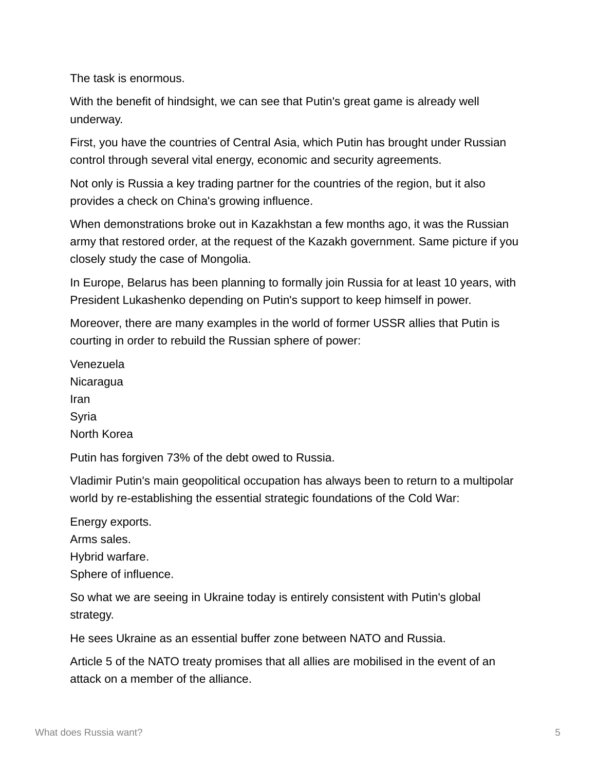The task is enormous.

With the benefit of hindsight, we can see that Putin's great game is already well underway.

First, you have the countries of Central Asia, which Putin has brought under Russian control through several vital energy, economic and security agreements.

Not only is Russia a key trading partner for the countries of the region, but it also provides a check on China's growing influence.

When demonstrations broke out in Kazakhstan a few months ago, it was the Russian army that restored order, at the request of the Kazakh government. Same picture if you closely study the case of Mongolia.

In Europe, Belarus has been planning to formally join Russia for at least 10 years, with President Lukashenko depending on Putin's support to keep himself in power.

Moreover, there are many examples in the world of former USSR allies that Putin is courting in order to rebuild the Russian sphere of power:

Venezuela
Nicaragua
Iran
Syria
North Korea

Putin has forgiven 73% of the debt owed to Russia.

Vladimir Putin's main geopolitical occupation has always been to return to a multipolar world by re-establishing the essential strategic foundations of the Cold War:

Energy exports.
Arms sales.
Hybrid warfare.
Sphere of influence.

So what we are seeing in Ukraine today is entirely consistent with Putin's global strategy.

He sees Ukraine as an essential buffer zone between NATO and Russia.

Article 5 of the NATO treaty promises that all allies are mobilised in the event of an attack on a member of the alliance.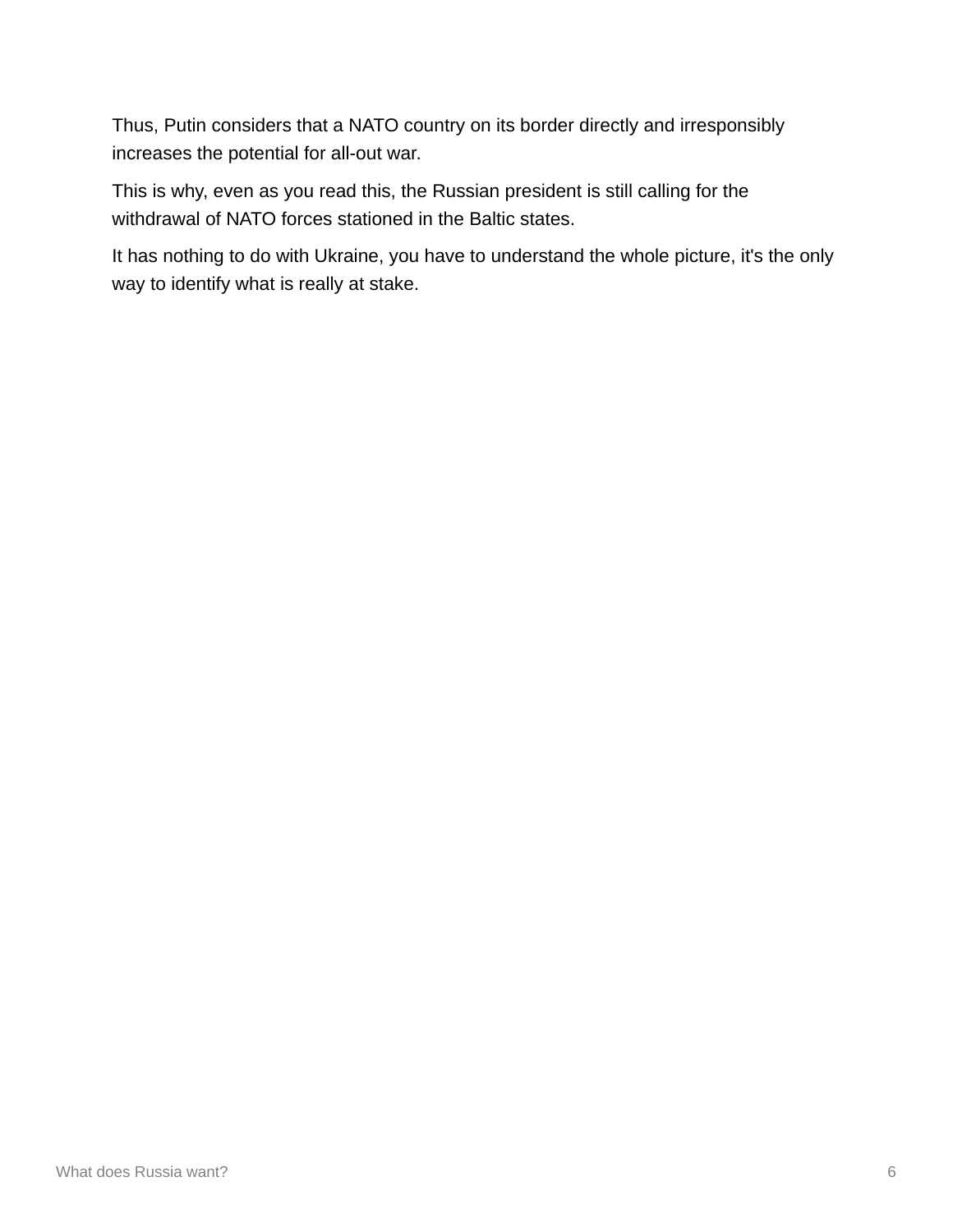Thus, Putin considers that a NATO country on its border directly and irresponsibly increases the potential for all-out war.

This is why, even as you read this, the Russian president is still calling for the withdrawal of NATO forces stationed in the Baltic states.

It has nothing to do with Ukraine, you have to understand the whole picture, it's the only way to identify what is really at stake.